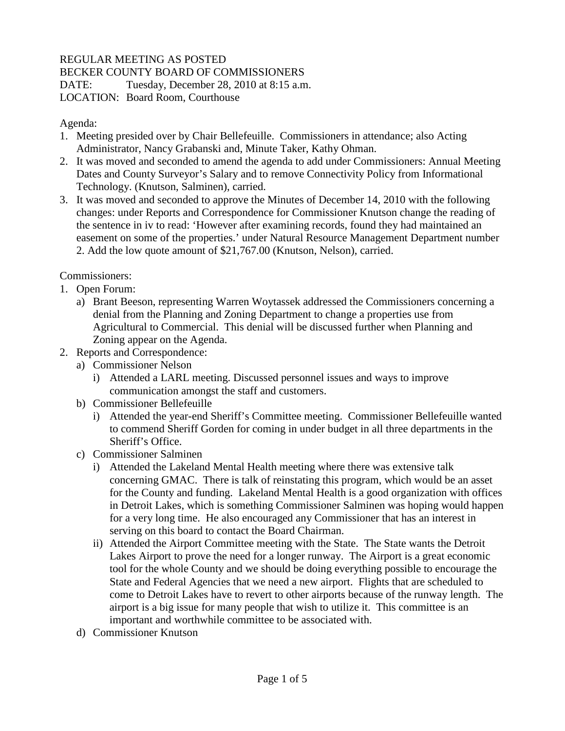REGULAR MEETING AS POSTED
BECKER COUNTY BOARD OF COMMISSIONERS
DATE: Tuesday, December 28, 2010 at 8:15 a.m.
LOCATION: Board Room, Courthouse

Agenda:

1. Meeting presided over by Chair Bellefeuille. Commissioners in attendance; also Acting Administrator, Nancy Grabanski and, Minute Taker, Kathy Ohman.
2. It was moved and seconded to amend the agenda to add under Commissioners: Annual Meeting Dates and County Surveyor's Salary and to remove Connectivity Policy from Informational Technology. (Knutson, Salminen), carried.
3. It was moved and seconded to approve the Minutes of December 14, 2010 with the following changes: under Reports and Correspondence for Commissioner Knutson change the reading of the sentence in iv to read: 'However after examining records, found they had maintained an easement on some of the properties.' under Natural Resource Management Department number 2. Add the low quote amount of $21,767.00 (Knutson, Nelson), carried.

Commissioners:

1. Open Forum:
   a) Brant Beeson, representing Warren Woytassek addressed the Commissioners concerning a denial from the Planning and Zoning Department to change a properties use from Agricultural to Commercial. This denial will be discussed further when Planning and Zoning appear on the Agenda.
2. Reports and Correspondence:
   a) Commissioner Nelson
      i) Attended a LARL meeting. Discussed personnel issues and ways to improve communication amongst the staff and customers.
   b) Commissioner Bellefeuille
      i) Attended the year-end Sheriff's Committee meeting. Commissioner Bellefeuille wanted to commend Sheriff Gorden for coming in under budget in all three departments in the Sheriff's Office.
   c) Commissioner Salminen
      i) Attended the Lakeland Mental Health meeting where there was extensive talk concerning GMAC. There is talk of reinstating this program, which would be an asset for the County and funding. Lakeland Mental Health is a good organization with offices in Detroit Lakes, which is something Commissioner Salminen was hoping would happen for a very long time. He also encouraged any Commissioner that has an interest in serving on this board to contact the Board Chairman.
      ii) Attended the Airport Committee meeting with the State. The State wants the Detroit Lakes Airport to prove the need for a longer runway. The Airport is a great economic tool for the whole County and we should be doing everything possible to encourage the State and Federal Agencies that we need a new airport. Flights that are scheduled to come to Detroit Lakes have to revert to other airports because of the runway length. The airport is a big issue for many people that wish to utilize it. This committee is an important and worthwhile committee to be associated with.
   d) Commissioner Knutson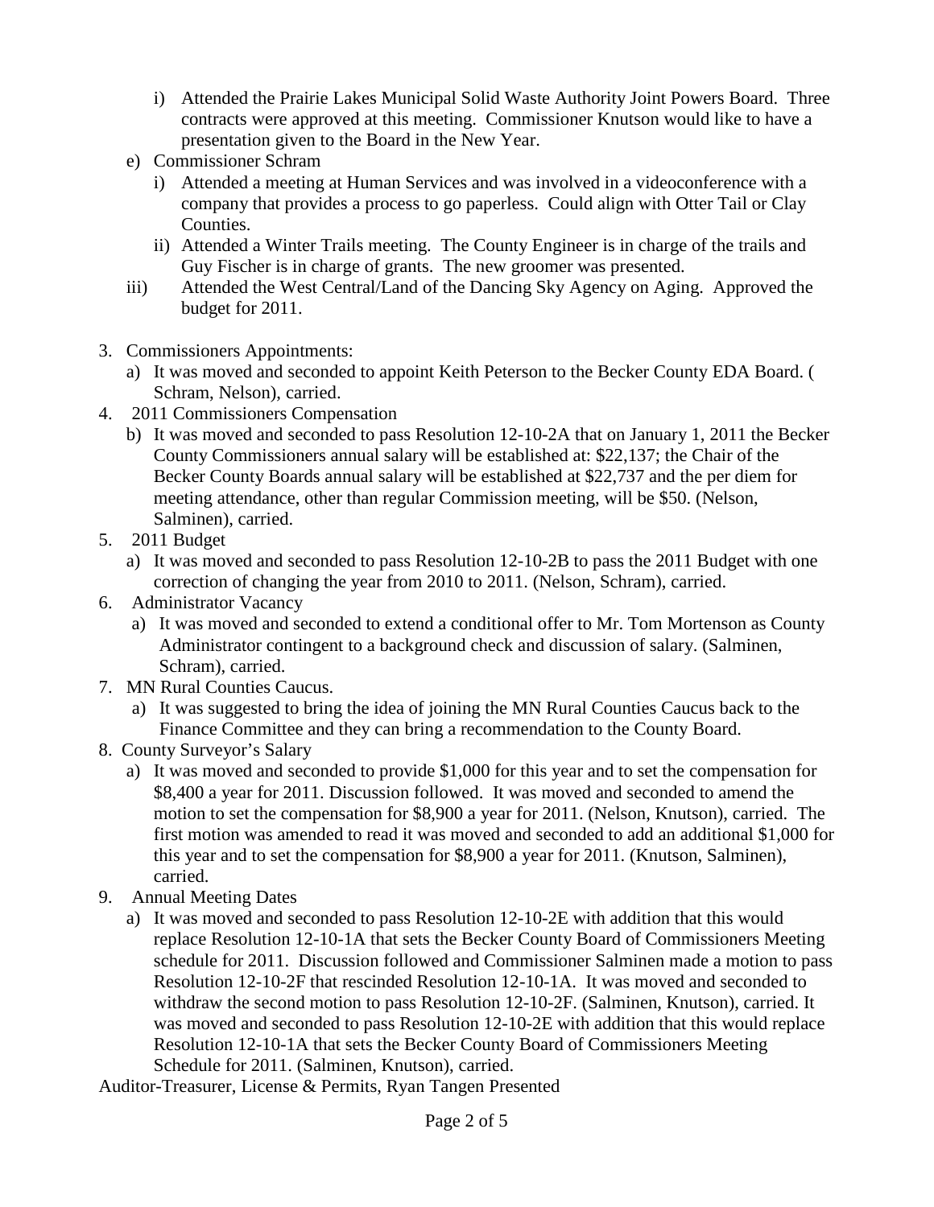i) Attended the Prairie Lakes Municipal Solid Waste Authority Joint Powers Board. Three contracts were approved at this meeting. Commissioner Knutson would like to have a presentation given to the Board in the New Year.

e) Commissioner Schram
   i) Attended a meeting at Human Services and was involved in a videoconference with a company that provides a process to go paperless. Could align with Otter Tail or Clay Counties.
   ii) Attended a Winter Trails meeting. The County Engineer is in charge of the trails and Guy Fischer is in charge of grants. The new groomer was presented.
   iii) Attended the West Central/Land of the Dancing Sky Agency on Aging. Approved the budget for 2011.

3. Commissioners Appointments:
   a) It was moved and seconded to appoint Keith Peterson to the Becker County EDA Board. ( Schram, Nelson), carried.
4. 2011 Commissioners Compensation
   b) It was moved and seconded to pass Resolution 12-10-2A that on January 1, 2011 the Becker County Commissioners annual salary will be established at: $22,137; the Chair of the Becker County Boards annual salary will be established at $22,737 and the per diem for meeting attendance, other than regular Commission meeting, will be $50. (Nelson, Salminen), carried.
5. 2011 Budget
   a) It was moved and seconded to pass Resolution 12-10-2B to pass the 2011 Budget with one correction of changing the year from 2010 to 2011. (Nelson, Schram), carried.
6. Administrator Vacancy
   a) It was moved and seconded to extend a conditional offer to Mr. Tom Mortenson as County Administrator contingent to a background check and discussion of salary. (Salminen, Schram), carried.
7. MN Rural Counties Caucus.
   a) It was suggested to bring the idea of joining the MN Rural Counties Caucus back to the Finance Committee and they can bring a recommendation to the County Board.
8. County Surveyor's Salary
   a) It was moved and seconded to provide $1,000 for this year and to set the compensation for $8,400 a year for 2011. Discussion followed. It was moved and seconded to amend the motion to set the compensation for $8,900 a year for 2011. (Nelson, Knutson), carried. The first motion was amended to read it was moved and seconded to add an additional $1,000 for this year and to set the compensation for $8,900 a year for 2011. (Knutson, Salminen), carried.
9. Annual Meeting Dates
   a) It was moved and seconded to pass Resolution 12-10-2E with addition that this would replace Resolution 12-10-1A that sets the Becker County Board of Commissioners Meeting schedule for 2011. Discussion followed and Commissioner Salminen made a motion to pass Resolution 12-10-2F that rescinded Resolution 12-10-1A. It was moved and seconded to withdraw the second motion to pass Resolution 12-10-2F. (Salminen, Knutson), carried. It was moved and seconded to pass Resolution 12-10-2E with addition that this would replace Resolution 12-10-1A that sets the Becker County Board of Commissioners Meeting Schedule for 2011. (Salminen, Knutson), carried.

Auditor-Treasurer, License & Permits, Ryan Tangen Presented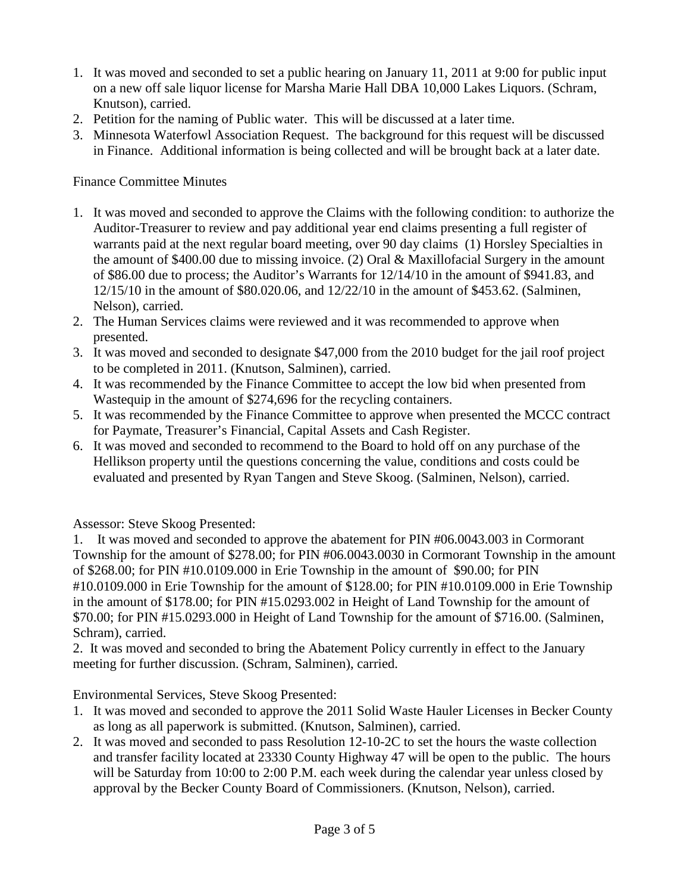1. It was moved and seconded to set a public hearing on January 11, 2011 at 9:00 for public input on a new off sale liquor license for Marsha Marie Hall DBA 10,000 Lakes Liquors. (Schram, Knutson), carried.
2. Petition for the naming of Public water. This will be discussed at a later time.
3. Minnesota Waterfowl Association Request. The background for this request will be discussed in Finance. Additional information is being collected and will be brought back at a later date.

Finance Committee Minutes

1. It was moved and seconded to approve the Claims with the following condition: to authorize the Auditor-Treasurer to review and pay additional year end claims presenting a full register of warrants paid at the next regular board meeting, over 90 day claims (1) Horsley Specialties in the amount of $400.00 due to missing invoice. (2) Oral & Maxillofacial Surgery in the amount of $86.00 due to process; the Auditor's Warrants for 12/14/10 in the amount of $941.83, and 12/15/10 in the amount of $80.020.06, and 12/22/10 in the amount of $453.62. (Salminen, Nelson), carried.
2. The Human Services claims were reviewed and it was recommended to approve when presented.
3. It was moved and seconded to designate $47,000 from the 2010 budget for the jail roof project to be completed in 2011. (Knutson, Salminen), carried.
4. It was recommended by the Finance Committee to accept the low bid when presented from Wastequip in the amount of $274,696 for the recycling containers.
5. It was recommended by the Finance Committee to approve when presented the MCCC contract for Paymate, Treasurer's Financial, Capital Assets and Cash Register.
6. It was moved and seconded to recommend to the Board to hold off on any purchase of the Hellikson property until the questions concerning the value, conditions and costs could be evaluated and presented by Ryan Tangen and Steve Skoog. (Salminen, Nelson), carried.

Assessor: Steve Skoog Presented:

1. It was moved and seconded to approve the abatement for PIN #06.0043.003 in Cormorant Township for the amount of $278.00; for PIN #06.0043.0030 in Cormorant Township in the amount of $268.00; for PIN #10.0109.000 in Erie Township in the amount of $90.00; for PIN #10.0109.000 in Erie Township for the amount of $128.00; for PIN #10.0109.000 in Erie Township in the amount of $178.00; for PIN #15.0293.002 in Height of Land Township for the amount of $70.00; for PIN #15.0293.000 in Height of Land Township for the amount of $716.00. (Salminen, Schram), carried.
2. It was moved and seconded to bring the Abatement Policy currently in effect to the January meeting for further discussion. (Schram, Salminen), carried.

Environmental Services, Steve Skoog Presented:

1. It was moved and seconded to approve the 2011 Solid Waste Hauler Licenses in Becker County as long as all paperwork is submitted. (Knutson, Salminen), carried.
2. It was moved and seconded to pass Resolution 12-10-2C to set the hours the waste collection and transfer facility located at 23330 County Highway 47 will be open to the public. The hours will be Saturday from 10:00 to 2:00 P.M. each week during the calendar year unless closed by approval by the Becker County Board of Commissioners. (Knutson, Nelson), carried.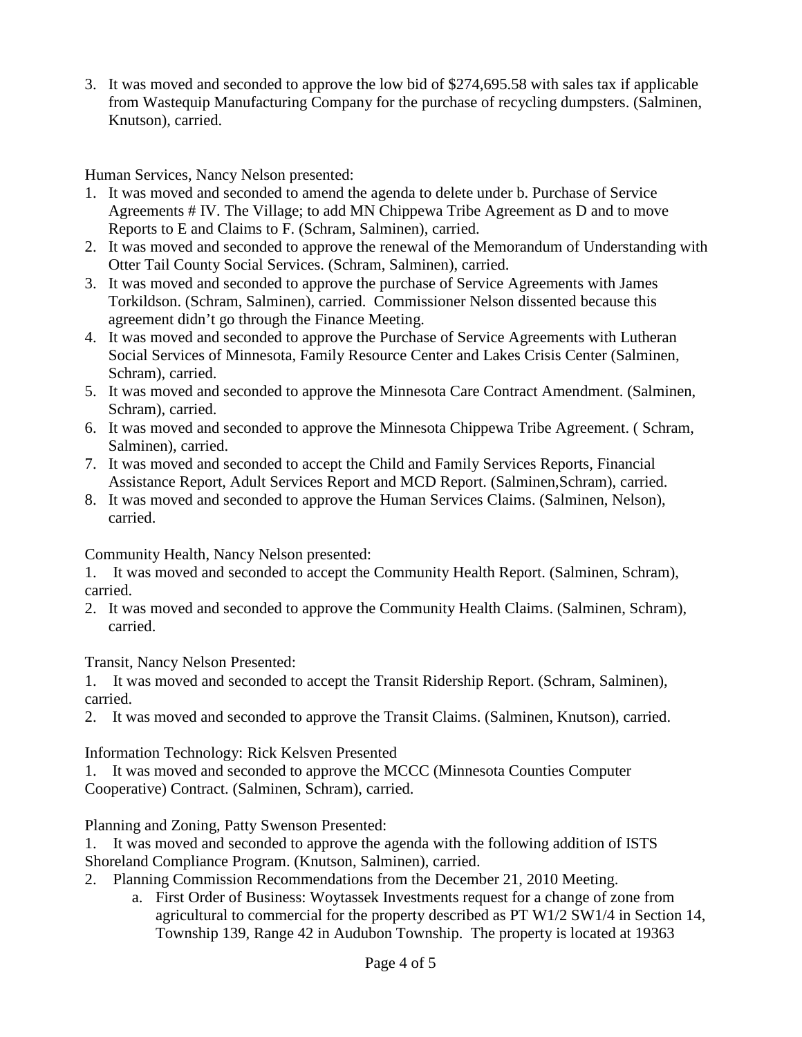3. It was moved and seconded to approve the low bid of $274,695.58 with sales tax if applicable from Wastequip Manufacturing Company for the purchase of recycling dumpsters. (Salminen, Knutson), carried.

Human Services, Nancy Nelson presented:

1. It was moved and seconded to amend the agenda to delete under b. Purchase of Service Agreements # IV. The Village; to add MN Chippewa Tribe Agreement as D and to move Reports to E and Claims to F. (Schram, Salminen), carried.
2. It was moved and seconded to approve the renewal of the Memorandum of Understanding with Otter Tail County Social Services. (Schram, Salminen), carried.
3. It was moved and seconded to approve the purchase of Service Agreements with James Torkildson. (Schram, Salminen), carried. Commissioner Nelson dissented because this agreement didn't go through the Finance Meeting.
4. It was moved and seconded to approve the Purchase of Service Agreements with Lutheran Social Services of Minnesota, Family Resource Center and Lakes Crisis Center (Salminen, Schram), carried.
5. It was moved and seconded to approve the Minnesota Care Contract Amendment. (Salminen, Schram), carried.
6. It was moved and seconded to approve the Minnesota Chippewa Tribe Agreement. ( Schram, Salminen), carried.
7. It was moved and seconded to accept the Child and Family Services Reports, Financial Assistance Report, Adult Services Report and MCD Report. (Salminen,Schram), carried.
8. It was moved and seconded to approve the Human Services Claims. (Salminen, Nelson), carried.

Community Health, Nancy Nelson presented:

1. It was moved and seconded to accept the Community Health Report. (Salminen, Schram), carried.
2. It was moved and seconded to approve the Community Health Claims. (Salminen, Schram), carried.

Transit, Nancy Nelson Presented:

1. It was moved and seconded to accept the Transit Ridership Report. (Schram, Salminen), carried.
2. It was moved and seconded to approve the Transit Claims. (Salminen, Knutson), carried.

Information Technology: Rick Kelsven Presented

1. It was moved and seconded to approve the MCCC (Minnesota Counties Computer Cooperative) Contract. (Salminen, Schram), carried.

Planning and Zoning, Patty Swenson Presented:

1. It was moved and seconded to approve the agenda with the following addition of ISTS Shoreland Compliance Program. (Knutson, Salminen), carried.
2. Planning Commission Recommendations from the December 21, 2010 Meeting.
   a. First Order of Business: Woytassek Investments request for a change of zone from agricultural to commercial for the property described as PT W1/2 SW1/4 in Section 14, Township 139, Range 42 in Audubon Township. The property is located at 19363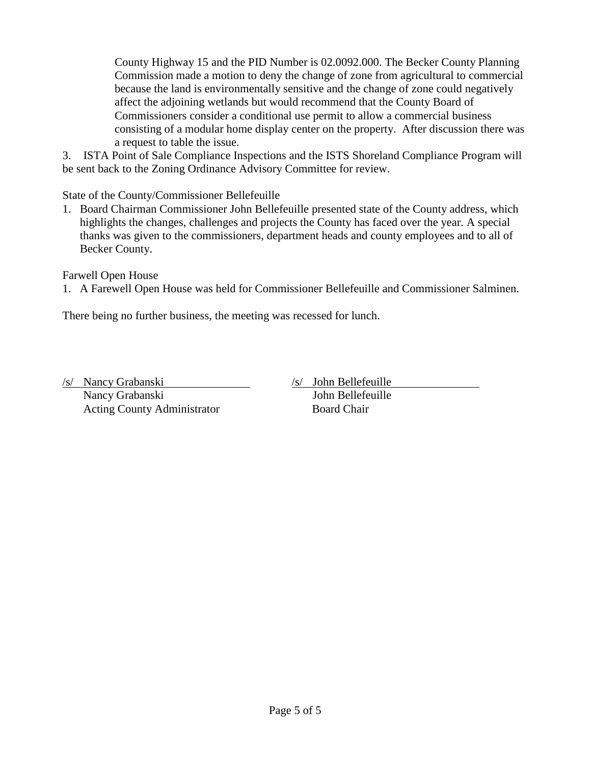County Highway 15 and the PID Number is 02.0092.000. The Becker County Planning Commission made a motion to deny the change of zone from agricultural to commercial because the land is environmentally sensitive and the change of zone could negatively affect the adjoining wetlands but would recommend that the County Board of Commissioners consider a conditional use permit to allow a commercial business consisting of a modular home display center on the property. After discussion there was a request to table the issue.

3. ISTA Point of Sale Compliance Inspections and the ISTS Shoreland Compliance Program will be sent back to the Zoning Ordinance Advisory Committee for review.

State of the County/Commissioner Bellefeuille

1. Board Chairman Commissioner John Bellefeuille presented state of the County address, which highlights the changes, challenges and projects the County has faced over the year. A special thanks was given to the commissioners, department heads and county employees and to all of Becker County.

Farwell Open House

1. A Farewell Open House was held for Commissioner Bellefeuille and Commissioner Salminen.

There being no further business, the meeting was recessed for lunch.

/s/ Nancy Grabanski
Nancy Grabanski
Acting County Administrator

/s/ John Bellefeuille
John Bellefeuille
Board Chair